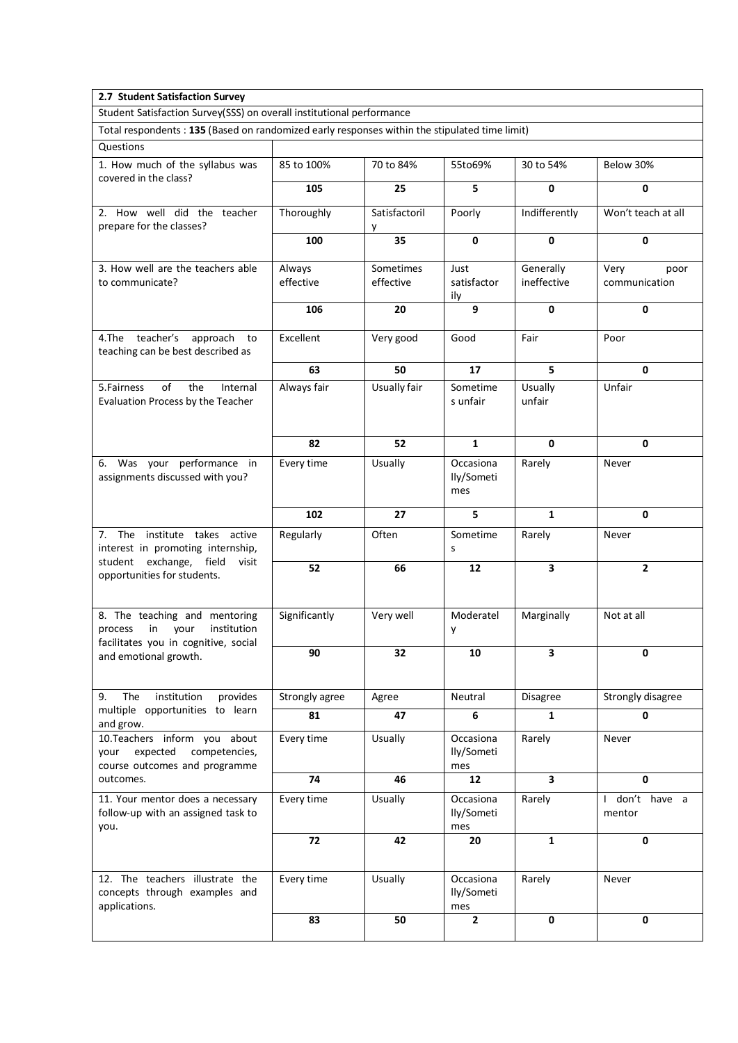**2.7 Student Satisfaction Survey**

Student Satisfaction Survey(SSS) on overall institutional performance

Total respondents : **135** (Based on randomized early responses within the stipulated time limit)

| Questions | | | | | |
|---|---|---|---|---|---|
| 1. How much of the syllabus was covered in the class? | 85 to 100% | 70 to 84% | 55to69% | 30 to 54% | Below 30% |
| | **105** | **25** | **5** | **0** | **0** |
| 2. How well did the teacher prepare for the classes? | Thoroughly | Satisfactorily | Poorly | Indifferently | Won't teach at all |
| | **100** | **35** | **0** | **0** | **0** |
| 3. How well are the teachers able to communicate? | Always effective | Sometimes effective | Just satisfactorily | Generally ineffective | Very poor communication |
| | **106** | **20** | **9** | **0** | **0** |
| 4.The teacher's approach to teaching can be best described as | Excellent | Very good | Good | Fair | Poor |
| | **63** | **50** | **17** | **5** | **0** |
| 5.Fairness of the Internal Evaluation Process by the Teacher | Always fair | Usually fair | Sometimes unfair | Usually unfair | Unfair |
| | **82** | **52** | **1** | **0** | **0** |
| 6. Was your performance in assignments discussed with you? | Every time | Usually | Occasionally/Sometimes | Rarely | Never |
| | **102** | **27** | **5** | **1** | **0** |
| 7. The institute takes active interest in promoting internship, student exchange, field visit opportunities for students. | Regularly | Often | Sometimes | Rarely | Never |
| | **52** | **66** | **12** | **3** | **2** |
| 8. The teaching and mentoring process in your institution facilitates you in cognitive, social and emotional growth. | Significantly | Very well | Moderately | Marginally | Not at all |
| | **90** | **32** | **10** | **3** | **0** |
| 9. The institution provides multiple opportunities to learn and grow. | Strongly agree | Agree | Neutral | Disagree | Strongly disagree |
| | **81** | **47** | **6** | **1** | **0** |
| 10.Teachers inform you about your expected competencies, course outcomes and programme outcomes. | Every time | Usually | Occasionally/Sometimes | Rarely | Never |
| | **74** | **46** | **12** | **3** | **0** |
| 11. Your mentor does a necessary follow-up with an assigned task to you. | Every time | Usually | Occasionally/Sometimes | Rarely | I don't have a mentor |
| | **72** | **42** | **20** | **1** | **0** |
| 12. The teachers illustrate the concepts through examples and applications. | Every time | Usually | Occasionally/Sometimes | Rarely | Never |
| | **83** | **50** | **2** | **0** | **0** |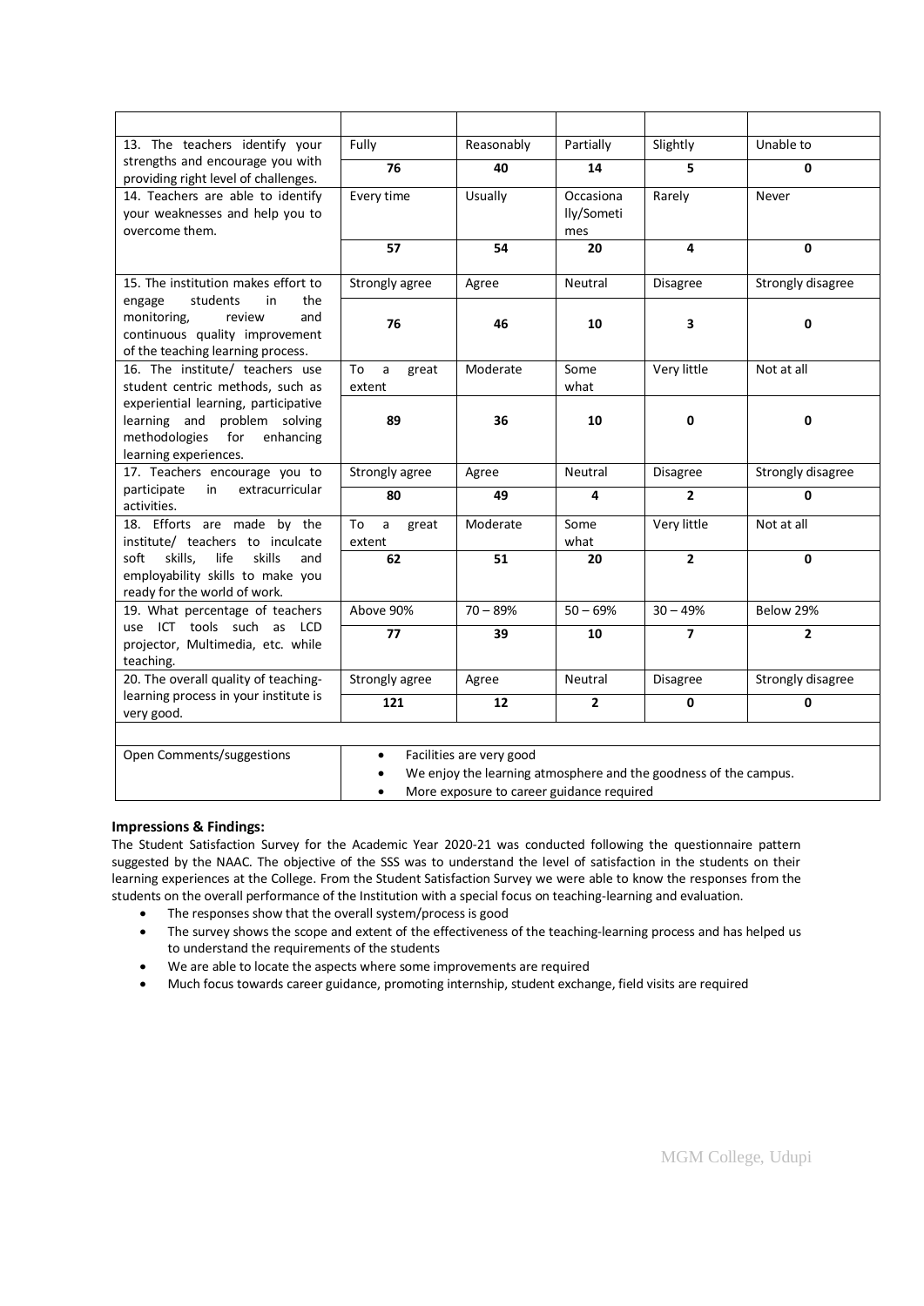| | | | | | |
|---|---|---|---|---|---|
| 13. The teachers identify your strengths and encourage you with providing right level of challenges. | Fully | Reasonably | Partially | Slightly | Unable to |
| | **76** | **40** | **14** | **5** | **0** |
| 14. Teachers are able to identify your weaknesses and help you to overcome them. | Every time | Usually | Occasionally/Sometimes | Rarely | Never |
| | **57** | **54** | **20** | **4** | **0** |
| 15. The institution makes effort to engage students in the monitoring, review and continuous quality improvement of the teaching learning process. | Strongly agree | Agree | Neutral | Disagree | Strongly disagree |
| | **76** | **46** | **10** | **3** | **0** |
| 16. The institute/ teachers use student centric methods, such as experiential learning, participative learning and problem solving methodologies for enhancing learning experiences. | To a great extent | Moderate | Some what | Very little | Not at all |
| | **89** | **36** | **10** | **0** | **0** |
| 17. Teachers encourage you to participate in extracurricular activities. | Strongly agree | Agree | Neutral | Disagree | Strongly disagree |
| | **80** | **49** | **4** | **2** | **0** |
| 18. Efforts are made by the institute/ teachers to inculcate soft skills, life skills and employability skills to make you ready for the world of work. | To a great extent | Moderate | Some what | Very little | Not at all |
| | **62** | **51** | **20** | **2** | **0** |
| 19. What percentage of teachers use ICT tools such as LCD projector, Multimedia, etc. while teaching. | Above 90% | 70 – 89% | 50 – 69% | 30 – 49% | Below 29% |
| | **77** | **39** | **10** | **7** | **2** |
| 20. The overall quality of teaching-learning process in your institute is very good. | Strongly agree | Agree | Neutral | Disagree | Strongly disagree |
| | **121** | **12** | **2** | **0** | **0** |
| Open Comments/suggestions | • Facilities are very good<br>• We enjoy the learning atmosphere and the goodness of the campus.<br>• More exposure to career guidance required | | | | |

**Impressions & Findings:**

The Student Satisfaction Survey for the Academic Year 2020-21 was conducted following the questionnaire pattern suggested by the NAAC. The objective of the SSS was to understand the level of satisfaction in the students on their learning experiences at the College. From the Student Satisfaction Survey we were able to know the responses from the students on the overall performance of the Institution with a special focus on teaching-learning and evaluation.

- The responses show that the overall system/process is good
- The survey shows the scope and extent of the effectiveness of the teaching-learning process and has helped us to understand the requirements of the students
- We are able to locate the aspects where some improvements are required
- Much focus towards career guidance, promoting internship, student exchange, field visits are required